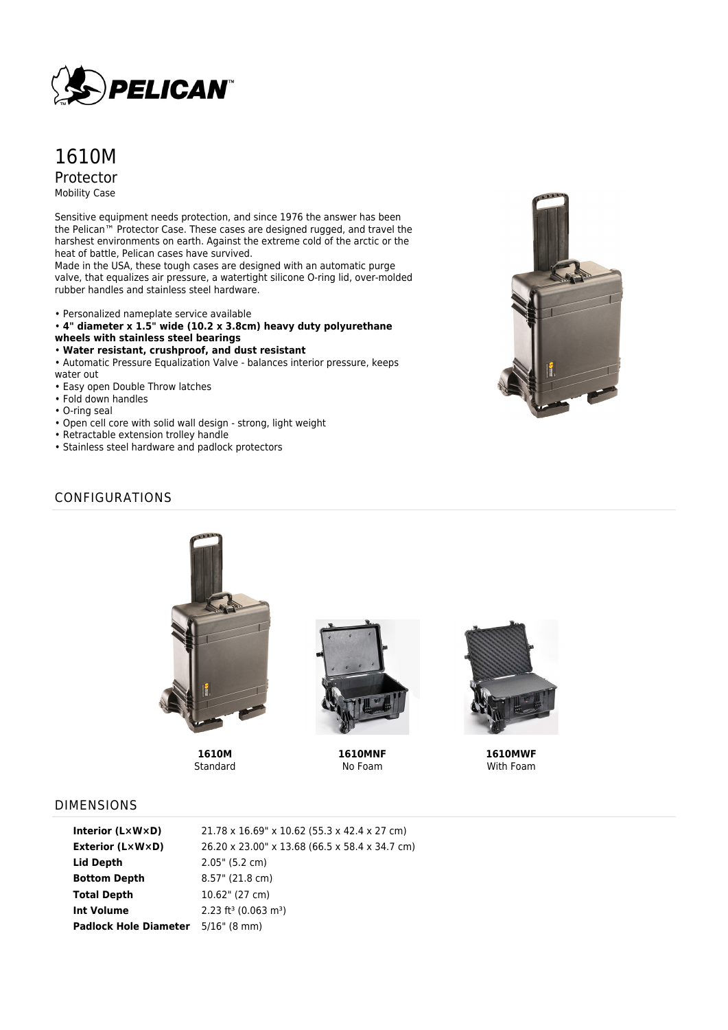# 1610M

## Protector

Mobility Case

Sensitive equipment needs protection, and since 1976 the answer has been the Pelican™ Protector Case. These cases are designed rugged, and travel the harshest environments on earth. Against the extreme cold of the arctic or the heat of battle, Pelican cases have survived.
Made in the USA, these tough cases are designed with an automatic purge valve, that equalizes air pressure, a watertight silicone O-ring lid, over-molded rubber handles and stainless steel hardware.

- Personalized nameplate service available
- **4" diameter x 1.5" wide (10.2 x 3.8cm) heavy duty polyurethane wheels with stainless steel bearings**
- **Water resistant, crushproof, and dust resistant**
- Automatic Pressure Equalization Valve - balances interior pressure, keeps water out
- Easy open Double Throw latches
- Fold down handles
- O-ring seal
- Open cell core with solid wall design - strong, light weight
- Retractable extension trolley handle
- Stainless steel hardware and padlock protectors

## CONFIGURATIONS

**1610M**
Standard

**1610MNF**
No Foam

**1610MWF**
With Foam

## DIMENSIONS

| | |
|---|---|
| **Interior (L×W×D)** | 21.78 x 16.69" x 10.62 (55.3 x 42.4 x 27 cm) |
| **Exterior (L×W×D)** | 26.20 x 23.00" x 13.68 (66.5 x 58.4 x 34.7 cm) |
| **Lid Depth** | 2.05" (5.2 cm) |
| **Bottom Depth** | 8.57" (21.8 cm) |
| **Total Depth** | 10.62" (27 cm) |
| **Int Volume** | 2.23 $ft^3$ (0.063 $m^3$) |
| **Padlock Hole Diameter** | 5/16" (8 mm) |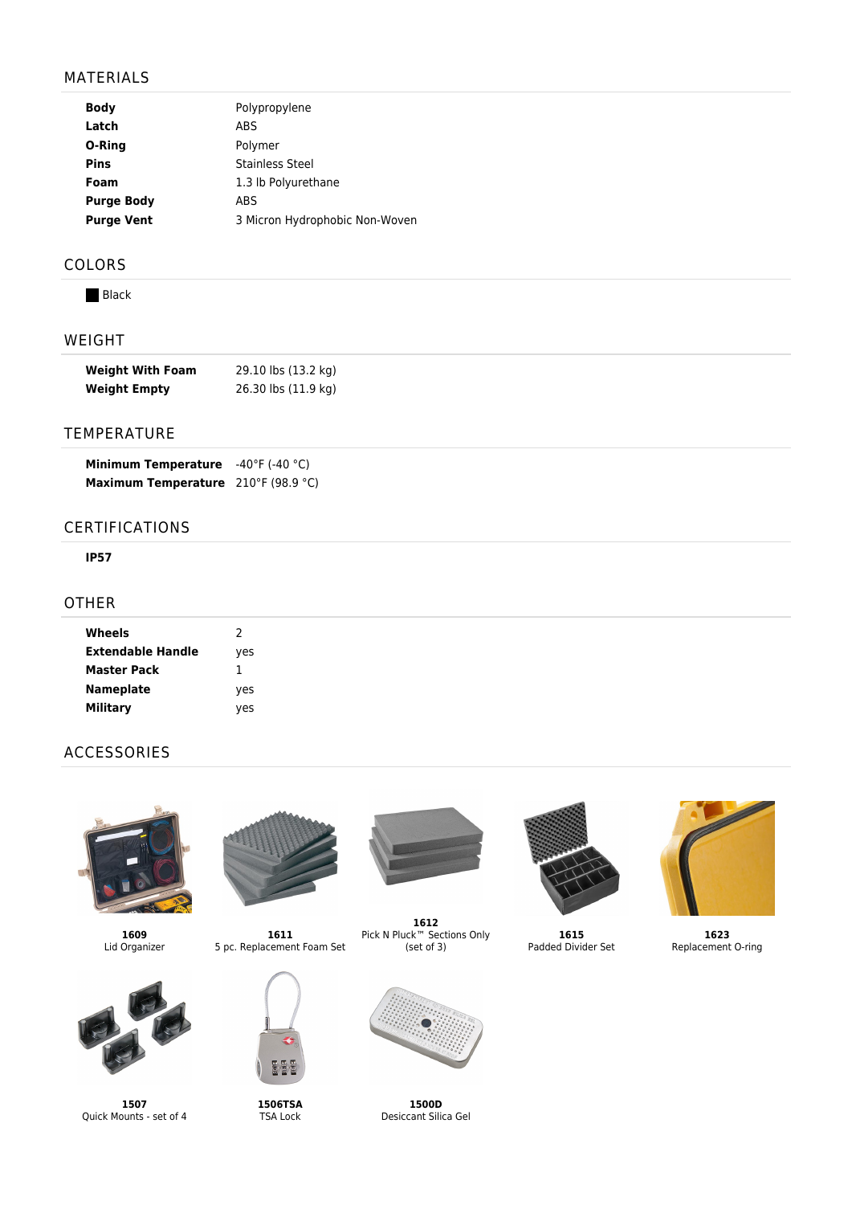## MATERIALS

| | |
|---|---|
| **Body** | Polypropylene |
| **Latch** | ABS |
| **O-Ring** | Polymer |
| **Pins** | Stainless Steel |
| **Foam** | 1.3 lb Polyurethane |
| **Purge Body** | ABS |
| **Purge Vent** | 3 Micron Hydrophobic Non-Woven |

## COLORS

Black

## WEIGHT

| | |
|---|---|
| **Weight With Foam** | 29.10 lbs (13.2 kg) |
| **Weight Empty** | 26.30 lbs (11.9 kg) |

## TEMPERATURE

| | |
|---|---|
| **Minimum Temperature** | -40°F (-40 °C) |
| **Maximum Temperature** | 210°F (98.9 °C) |

## CERTIFICATIONS

**IP57**

## OTHER

| | |
|---|---|
| **Wheels** | 2 |
| **Extendable Handle** | yes |
| **Master Pack** | 1 |
| **Nameplate** | yes |
| **Military** | yes |

## ACCESSORIES

**1609**
Lid Organizer

**1611**
5 pc. Replacement Foam Set

**1612**
Pick N Pluck™ Sections Only (set of 3)

**1615**
Padded Divider Set

**1623**
Replacement O-ring

**1507**
Quick Mounts - set of 4

**1506TSA**
TSA Lock

**1500D**
Desiccant Silica Gel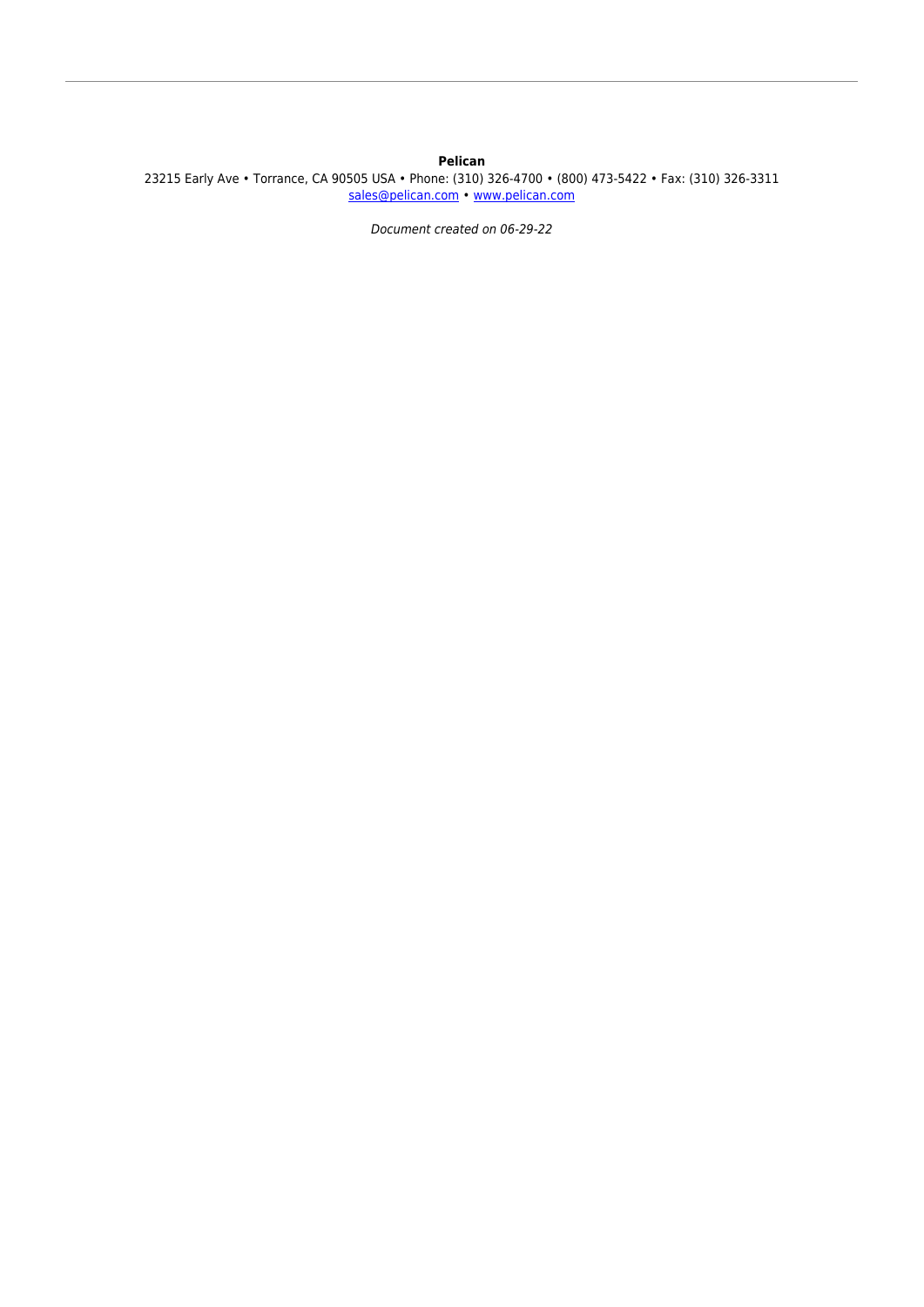**Pelican**

23215 Early Ave • Torrance, CA 90505 USA • Phone: (310) 326-4700 • (800) 473-5422 • Fax: (310) 326-3311

sales@pelican.com • www.pelican.com

*Document created on 06-29-22*